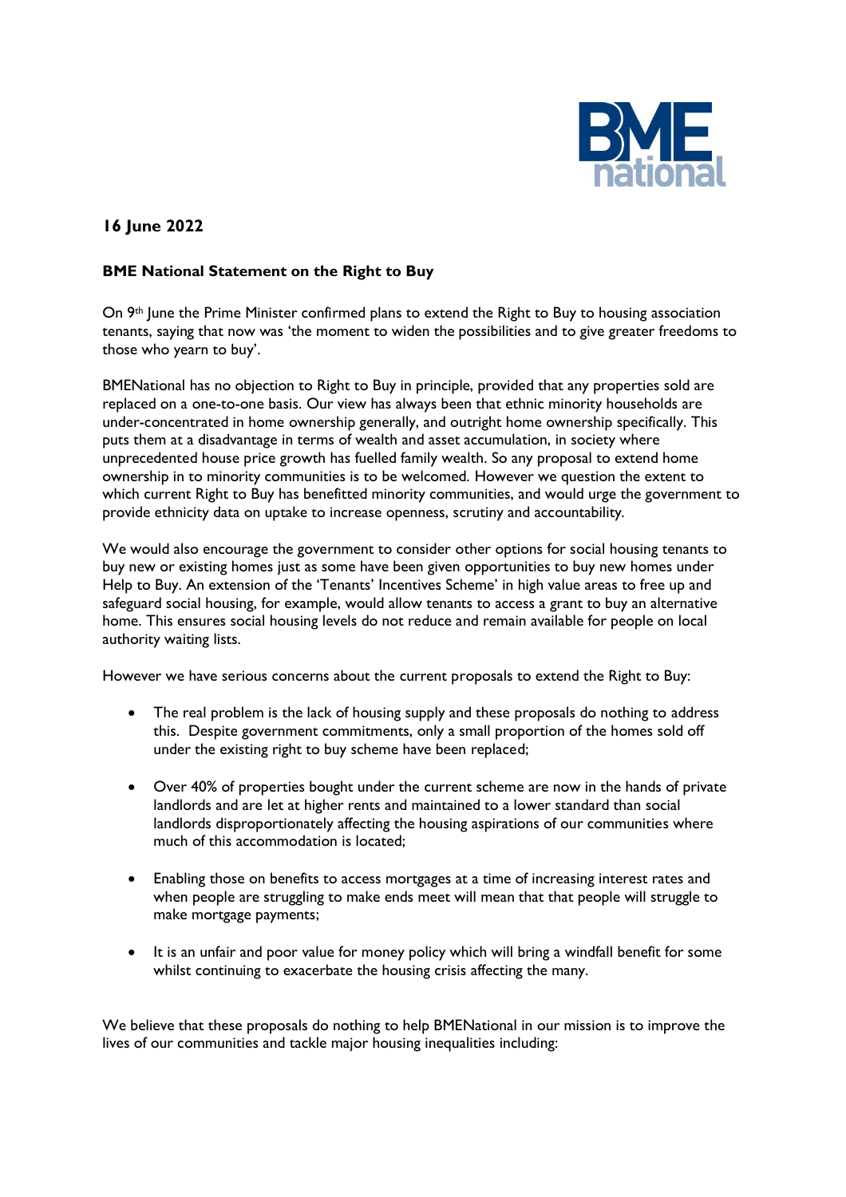BME national

**16 June 2022**

**BME National Statement on the Right to Buy**

On 9th June the Prime Minister confirmed plans to extend the Right to Buy to housing association tenants, saying that now was 'the moment to widen the possibilities and to give greater freedoms to those who yearn to buy'.

BMENational has no objection to Right to Buy in principle, provided that any properties sold are replaced on a one-to-one basis. Our view has always been that ethnic minority households are under-concentrated in home ownership generally, and outright home ownership specifically. This puts them at a disadvantage in terms of wealth and asset accumulation, in society where unprecedented house price growth has fuelled family wealth. So any proposal to extend home ownership in to minority communities is to be welcomed. However we question the extent to which current Right to Buy has benefitted minority communities, and would urge the government to provide ethnicity data on uptake to increase openness, scrutiny and accountability.

We would also encourage the government to consider other options for social housing tenants to buy new or existing homes just as some have been given opportunities to buy new homes under Help to Buy. An extension of the 'Tenants' Incentives Scheme' in high value areas to free up and safeguard social housing, for example, would allow tenants to access a grant to buy an alternative home. This ensures social housing levels do not reduce and remain available for people on local authority waiting lists.

However we have serious concerns about the current proposals to extend the Right to Buy:

- The real problem is the lack of housing supply and these proposals do nothing to address this. Despite government commitments, only a small proportion of the homes sold off under the existing right to buy scheme have been replaced;
- Over 40% of properties bought under the current scheme are now in the hands of private landlords and are let at higher rents and maintained to a lower standard than social landlords disproportionately affecting the housing aspirations of our communities where much of this accommodation is located;
- Enabling those on benefits to access mortgages at a time of increasing interest rates and when people are struggling to make ends meet will mean that that people will struggle to make mortgage payments;
- It is an unfair and poor value for money policy which will bring a windfall benefit for some whilst continuing to exacerbate the housing crisis affecting the many.

We believe that these proposals do nothing to help BMENational in our mission is to improve the lives of our communities and tackle major housing inequalities including: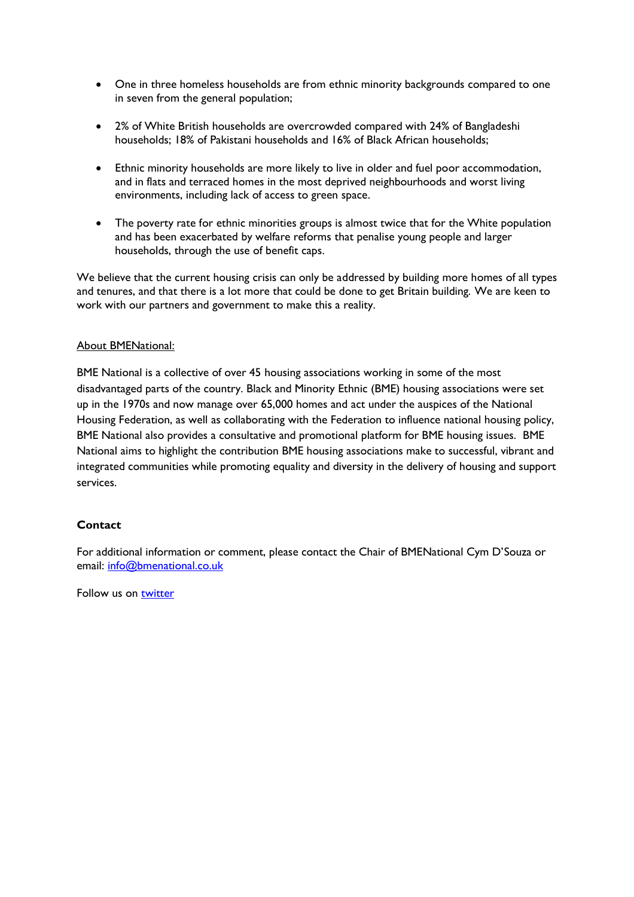- One in three homeless households are from ethnic minority backgrounds compared to one in seven from the general population;

- 2% of White British households are overcrowded compared with 24% of Bangladeshi households; 18% of Pakistani households and 16% of Black African households;

- Ethnic minority households are more likely to live in older and fuel poor accommodation, and in flats and terraced homes in the most deprived neighbourhoods and worst living environments, including lack of access to green space.

- The poverty rate for ethnic minorities groups is almost twice that for the White population and has been exacerbated by welfare reforms that penalise young people and larger households, through the use of benefit caps.

We believe that the current housing crisis can only be addressed by building more homes of all types and tenures, and that there is a lot more that could be done to get Britain building. We are keen to work with our partners and government to make this a reality.

<u>About BMENational:</u>

BME National is a collective of over 45 housing associations working in some of the most disadvantaged parts of the country. Black and Minority Ethnic (BME) housing associations were set up in the 1970s and now manage over 65,000 homes and act under the auspices of the National Housing Federation, as well as collaborating with the Federation to influence national housing policy, BME National also provides a consultative and promotional platform for BME housing issues. BME National aims to highlight the contribution BME housing associations make to successful, vibrant and integrated communities while promoting equality and diversity in the delivery of housing and support services.

**Contact**

For additional information or comment, please contact the Chair of BMENational Cym D'Souza or email: info@bmenational.co.uk

Follow us on twitter